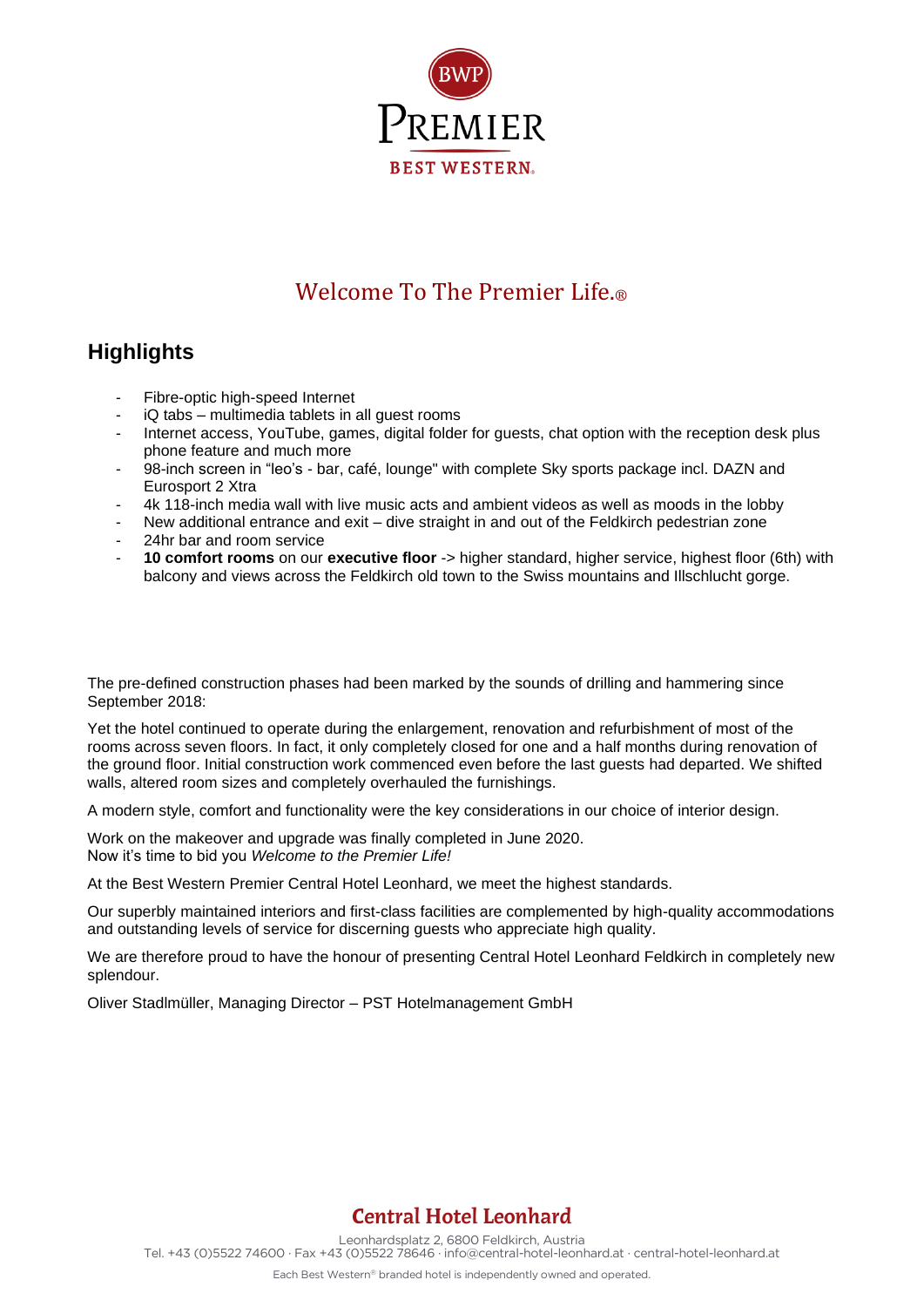BWP

PREMIER

BEST WESTERN.

## Welcome To The Premier Life.®

## Highlights

- Fibre-optic high-speed Internet
- iQ tabs – multimedia tablets in all guest rooms
- Internet access, YouTube, games, digital folder for guests, chat option with the reception desk plus phone feature and much more
- 98-inch screen in "leo's - bar, café, lounge" with complete Sky sports package incl. DAZN and Eurosport 2 Xtra
- 4k 118-inch media wall with live music acts and ambient videos as well as moods in the lobby
- New additional entrance and exit – dive straight in and out of the Feldkirch pedestrian zone
- 24hr bar and room service
- **10 comfort rooms** on our **executive floor** -> higher standard, higher service, highest floor (6th) with balcony and views across the Feldkirch old town to the Swiss mountains and Illschlucht gorge.

The pre-defined construction phases had been marked by the sounds of drilling and hammering since September 2018:

Yet the hotel continued to operate during the enlargement, renovation and refurbishment of most of the rooms across seven floors. In fact, it only completely closed for one and a half months during renovation of the ground floor. Initial construction work commenced even before the last guests had departed. We shifted walls, altered room sizes and completely overhauled the furnishings.

A modern style, comfort and functionality were the key considerations in our choice of interior design.

Work on the makeover and upgrade was finally completed in June 2020.
Now it's time to bid you *Welcome to the Premier Life!*

At the Best Western Premier Central Hotel Leonhard, we meet the highest standards.

Our superbly maintained interiors and first-class facilities are complemented by high-quality accommodations and outstanding levels of service for discerning guests who appreciate high quality.

We are therefore proud to have the honour of presenting Central Hotel Leonhard Feldkirch in completely new splendour.

Oliver Stadlmüller, Managing Director – PST Hotelmanagement GmbH

**Central Hotel Leonhard**

Leonhardsplatz 2, 6800 Feldkirch, Austria
Tel. +43 (0)5522 74600 · Fax +43 (0)5522 78646 · info@central-hotel-leonhard.at · central-hotel-leonhard.at

Each Best Western® branded hotel is independently owned and operated.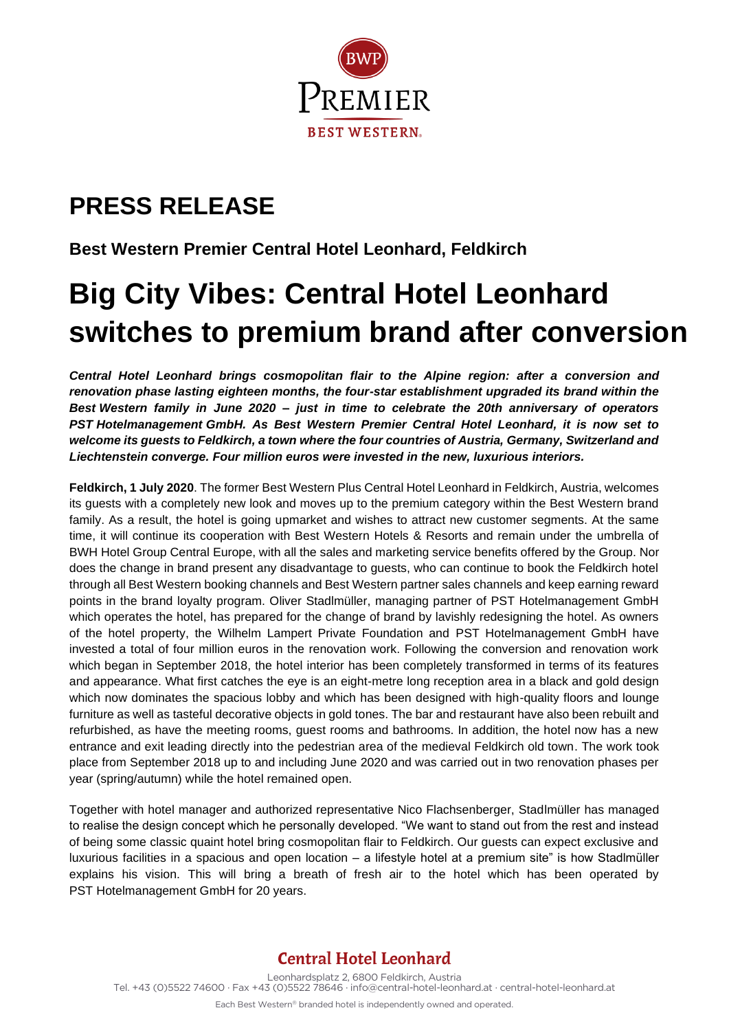# PRESS RELEASE

**Best Western Premier Central Hotel Leonhard, Feldkirch**

# Big City Vibes: Central Hotel Leonhard switches to premium brand after conversion

***Central Hotel Leonhard brings cosmopolitan flair to the Alpine region: after a conversion and renovation phase lasting eighteen months, the four-star establishment upgraded its brand within the Best Western family in June 2020 – just in time to celebrate the 20th anniversary of operators PST Hotelmanagement GmbH. As Best Western Premier Central Hotel Leonhard, it is now set to welcome its guests to Feldkirch, a town where the four countries of Austria, Germany, Switzerland and Liechtenstein converge. Four million euros were invested in the new, luxurious interiors.***

**Feldkirch, 1 July 2020**. The former Best Western Plus Central Hotel Leonhard in Feldkirch, Austria, welcomes its guests with a completely new look and moves up to the premium category within the Best Western brand family. As a result, the hotel is going upmarket and wishes to attract new customer segments. At the same time, it will continue its cooperation with Best Western Hotels & Resorts and remain under the umbrella of BWH Hotel Group Central Europe, with all the sales and marketing service benefits offered by the Group. Nor does the change in brand present any disadvantage to guests, who can continue to book the Feldkirch hotel through all Best Western booking channels and Best Western partner sales channels and keep earning reward points in the brand loyalty program. Oliver Stadlmüller, managing partner of PST Hotelmanagement GmbH which operates the hotel, has prepared for the change of brand by lavishly redesigning the hotel. As owners of the hotel property, the Wilhelm Lampert Private Foundation and PST Hotelmanagement GmbH have invested a total of four million euros in the renovation work. Following the conversion and renovation work which began in September 2018, the hotel interior has been completely transformed in terms of its features and appearance. What first catches the eye is an eight-metre long reception area in a black and gold design which now dominates the spacious lobby and which has been designed with high-quality floors and lounge furniture as well as tasteful decorative objects in gold tones. The bar and restaurant have also been rebuilt and refurbished, as have the meeting rooms, guest rooms and bathrooms. In addition, the hotel now has a new entrance and exit leading directly into the pedestrian area of the medieval Feldkirch old town. The work took place from September 2018 up to and including June 2020 and was carried out in two renovation phases per year (spring/autumn) while the hotel remained open.

Together with hotel manager and authorized representative Nico Flachsenberger, Stadlmüller has managed to realise the design concept which he personally developed. "We want to stand out from the rest and instead of being some classic quaint hotel bring cosmopolitan flair to Feldkirch. Our guests can expect exclusive and luxurious facilities in a spacious and open location – a lifestyle hotel at a premium site" is how Stadlmüller explains his vision. This will bring a breath of fresh air to the hotel which has been operated by PST Hotelmanagement GmbH for 20 years.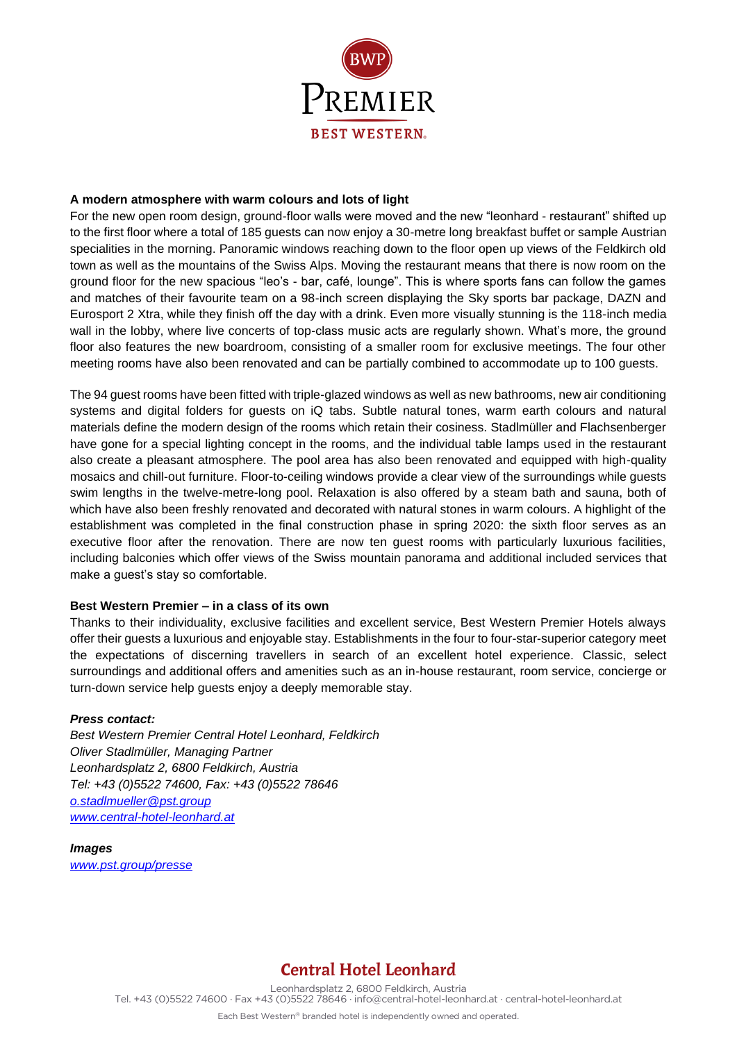**A modern atmosphere with warm colours and lots of light**

For the new open room design, ground-floor walls were moved and the new "leonhard - restaurant" shifted up to the first floor where a total of 185 guests can now enjoy a 30-metre long breakfast buffet or sample Austrian specialities in the morning. Panoramic windows reaching down to the floor open up views of the Feldkirch old town as well as the mountains of the Swiss Alps. Moving the restaurant means that there is now room on the ground floor for the new spacious "leo's - bar, café, lounge". This is where sports fans can follow the games and matches of their favourite team on a 98-inch screen displaying the Sky sports bar package, DAZN and Eurosport 2 Xtra, while they finish off the day with a drink. Even more visually stunning is the 118-inch media wall in the lobby, where live concerts of top-class music acts are regularly shown. What's more, the ground floor also features the new boardroom, consisting of a smaller room for exclusive meetings. The four other meeting rooms have also been renovated and can be partially combined to accommodate up to 100 guests.

The 94 guest rooms have been fitted with triple-glazed windows as well as new bathrooms, new air conditioning systems and digital folders for guests on iQ tabs. Subtle natural tones, warm earth colours and natural materials define the modern design of the rooms which retain their cosiness. Stadlmüller and Flachsenberger have gone for a special lighting concept in the rooms, and the individual table lamps used in the restaurant also create a pleasant atmosphere. The pool area has also been renovated and equipped with high-quality mosaics and chill-out furniture. Floor-to-ceiling windows provide a clear view of the surroundings while guests swim lengths in the twelve-metre-long pool. Relaxation is also offered by a steam bath and sauna, both of which have also been freshly renovated and decorated with natural stones in warm colours. A highlight of the establishment was completed in the final construction phase in spring 2020: the sixth floor serves as an executive floor after the renovation. There are now ten guest rooms with particularly luxurious facilities, including balconies which offer views of the Swiss mountain panorama and additional included services that make a guest's stay so comfortable.

**Best Western Premier – in a class of its own**

Thanks to their individuality, exclusive facilities and excellent service, Best Western Premier Hotels always offer their guests a luxurious and enjoyable stay. Establishments in the four to four-star-superior category meet the expectations of discerning travellers in search of an excellent hotel experience. Classic, select surroundings and additional offers and amenities such as an in-house restaurant, room service, concierge or turn-down service help guests enjoy a deeply memorable stay.

***Press contact:***

*Best Western Premier Central Hotel Leonhard, Feldkirch*
*Oliver Stadlmüller, Managing Partner*
*Leonhardsplatz 2, 6800 Feldkirch, Austria*
*Tel: +43 (0)5522 74600, Fax: +43 (0)5522 78646*
*o.stadlmueller@pst.group*
*www.central-hotel-leonhard.at*

***Images***

*www.pst.group/presse*